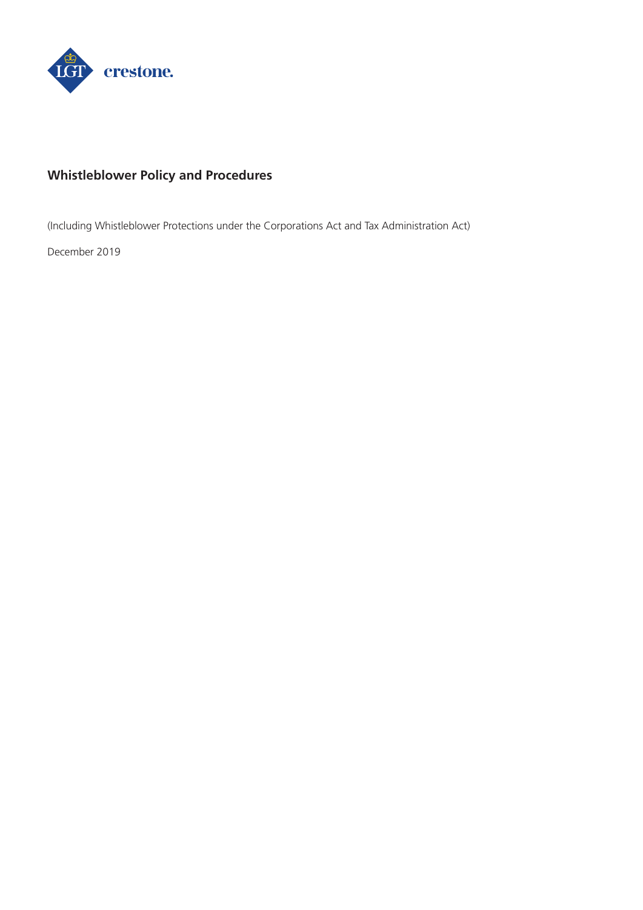# Whistleblower Policy and Procedures

(Including Whistleblower Protections under the Corporations Act and Tax Administration Act)

December 2019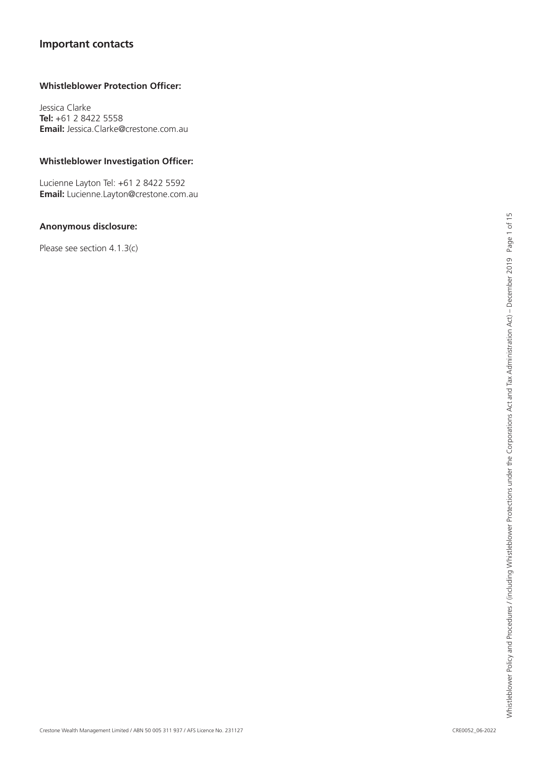## Important contacts

### Whistleblower Protection Officer:

Jessica Clarke
**Tel:** +61 2 8422 5558
**Email:** Jessica.Clarke@crestone.com.au

### Whistleblower Investigation Officer:

Lucienne Layton Tel: +61 2 8422 5592
**Email:** Lucienne.Layton@crestone.com.au

### Anonymous disclosure:

Please see section 4.1.3(c)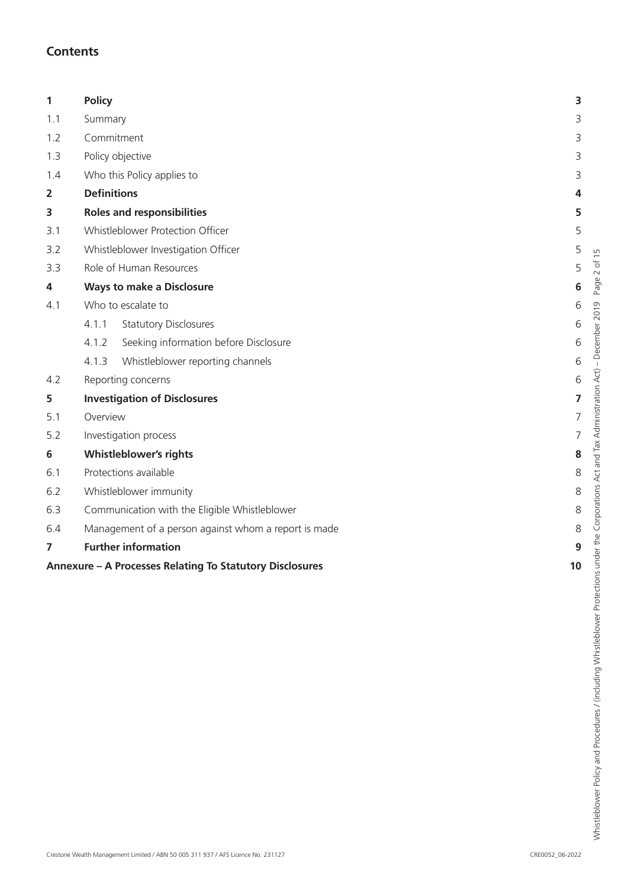## Contents

| | | |
|---|---|---|
| **1** | **Policy** | **3** |
| 1.1 | Summary | 3 |
| 1.2 | Commitment | 3 |
| 1.3 | Policy objective | 3 |
| 1.4 | Who this Policy applies to | 3 |
| **2** | **Definitions** | **4** |
| **3** | **Roles and responsibilities** | **5** |
| 3.1 | Whistleblower Protection Officer | 5 |
| 3.2 | Whistleblower Investigation Officer | 5 |
| 3.3 | Role of Human Resources | 5 |
| **4** | **Ways to make a Disclosure** | **6** |
| 4.1 | Who to escalate to | 6 |
| | 4.1.1 Statutory Disclosures | 6 |
| | 4.1.2 Seeking information before Disclosure | 6 |
| | 4.1.3 Whistleblower reporting channels | 6 |
| 4.2 | Reporting concerns | 6 |
| **5** | **Investigation of Disclosures** | **7** |
| 5.1 | Overview | 7 |
| 5.2 | Investigation process | 7 |
| **6** | **Whistleblower's rights** | **8** |
| 6.1 | Protections available | 8 |
| 6.2 | Whistleblower immunity | 8 |
| 6.3 | Communication with the Eligible Whistleblower | 8 |
| 6.4 | Management of a person against whom a report is made | 8 |
| **7** | **Further information** | **9** |
| **Annexure – A Processes Relating To Statutory Disclosures** | | **10** |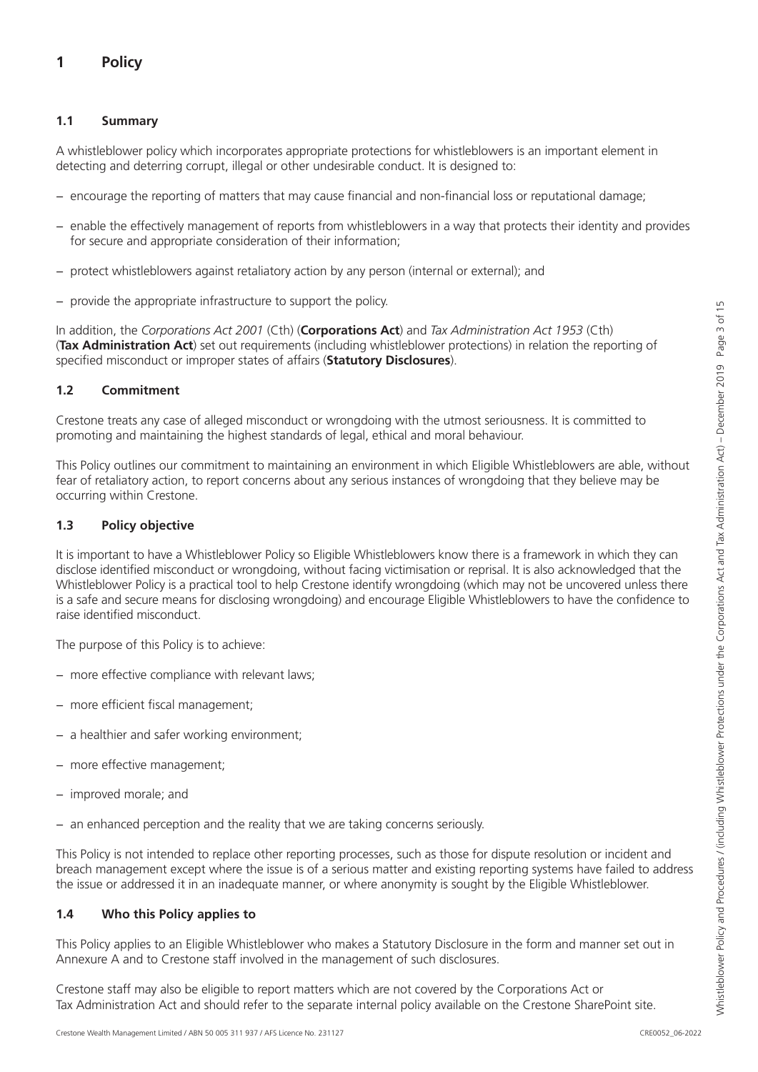# 1 Policy

### 1.1 Summary

A whistleblower policy which incorporates appropriate protections for whistleblowers is an important element in detecting and deterring corrupt, illegal or other undesirable conduct. It is designed to:

- encourage the reporting of matters that may cause financial and non-financial loss or reputational damage;
- enable the effectively management of reports from whistleblowers in a way that protects their identity and provides for secure and appropriate consideration of their information;
- protect whistleblowers against retaliatory action by any person (internal or external); and
- provide the appropriate infrastructure to support the policy.

In addition, the *Corporations Act 2001* (Cth) (**Corporations Act**) and *Tax Administration Act 1953* (Cth) (**Tax Administration Act**) set out requirements (including whistleblower protections) in relation the reporting of specified misconduct or improper states of affairs (**Statutory Disclosures**).

### 1.2 Commitment

Crestone treats any case of alleged misconduct or wrongdoing with the utmost seriousness. It is committed to promoting and maintaining the highest standards of legal, ethical and moral behaviour.

This Policy outlines our commitment to maintaining an environment in which Eligible Whistleblowers are able, without fear of retaliatory action, to report concerns about any serious instances of wrongdoing that they believe may be occurring within Crestone.

### 1.3 Policy objective

It is important to have a Whistleblower Policy so Eligible Whistleblowers know there is a framework in which they can disclose identified misconduct or wrongdoing, without facing victimisation or reprisal. It is also acknowledged that the Whistleblower Policy is a practical tool to help Crestone identify wrongdoing (which may not be uncovered unless there is a safe and secure means for disclosing wrongdoing) and encourage Eligible Whistleblowers to have the confidence to raise identified misconduct.

The purpose of this Policy is to achieve:

- more effective compliance with relevant laws;
- more efficient fiscal management;
- a healthier and safer working environment;
- more effective management;
- improved morale; and
- an enhanced perception and the reality that we are taking concerns seriously.

This Policy is not intended to replace other reporting processes, such as those for dispute resolution or incident and breach management except where the issue is of a serious matter and existing reporting systems have failed to address the issue or addressed it in an inadequate manner, or where anonymity is sought by the Eligible Whistleblower.

### 1.4 Who this Policy applies to

This Policy applies to an Eligible Whistleblower who makes a Statutory Disclosure in the form and manner set out in Annexure A and to Crestone staff involved in the management of such disclosures.

Crestone staff may also be eligible to report matters which are not covered by the Corporations Act or Tax Administration Act and should refer to the separate internal policy available on the Crestone SharePoint site.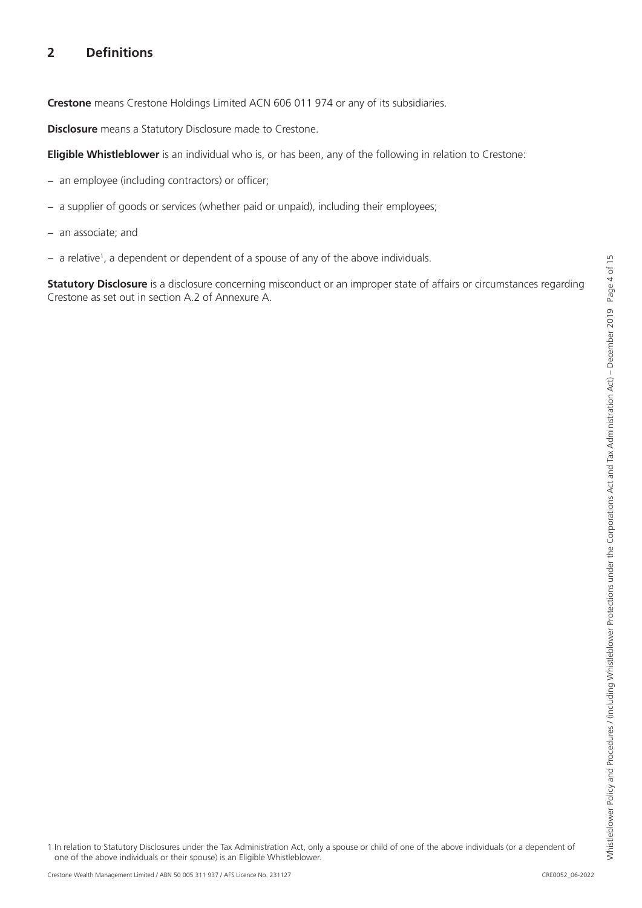## 2 Definitions

**Crestone** means Crestone Holdings Limited ACN 606 011 974 or any of its subsidiaries.

**Disclosure** means a Statutory Disclosure made to Crestone.

**Eligible Whistleblower** is an individual who is, or has been, any of the following in relation to Crestone:

- an employee (including contractors) or officer;
- a supplier of goods or services (whether paid or unpaid), including their employees;
- an associate; and
- a relative[1], a dependent or dependent of a spouse of any of the above individuals.

**Statutory Disclosure** is a disclosure concerning misconduct or an improper state of affairs or circumstances regarding Crestone as set out in section A.2 of Annexure A.

1 In relation to Statutory Disclosures under the Tax Administration Act, only a spouse or child of one of the above individuals (or a dependent of one of the above individuals or their spouse) is an Eligible Whistleblower.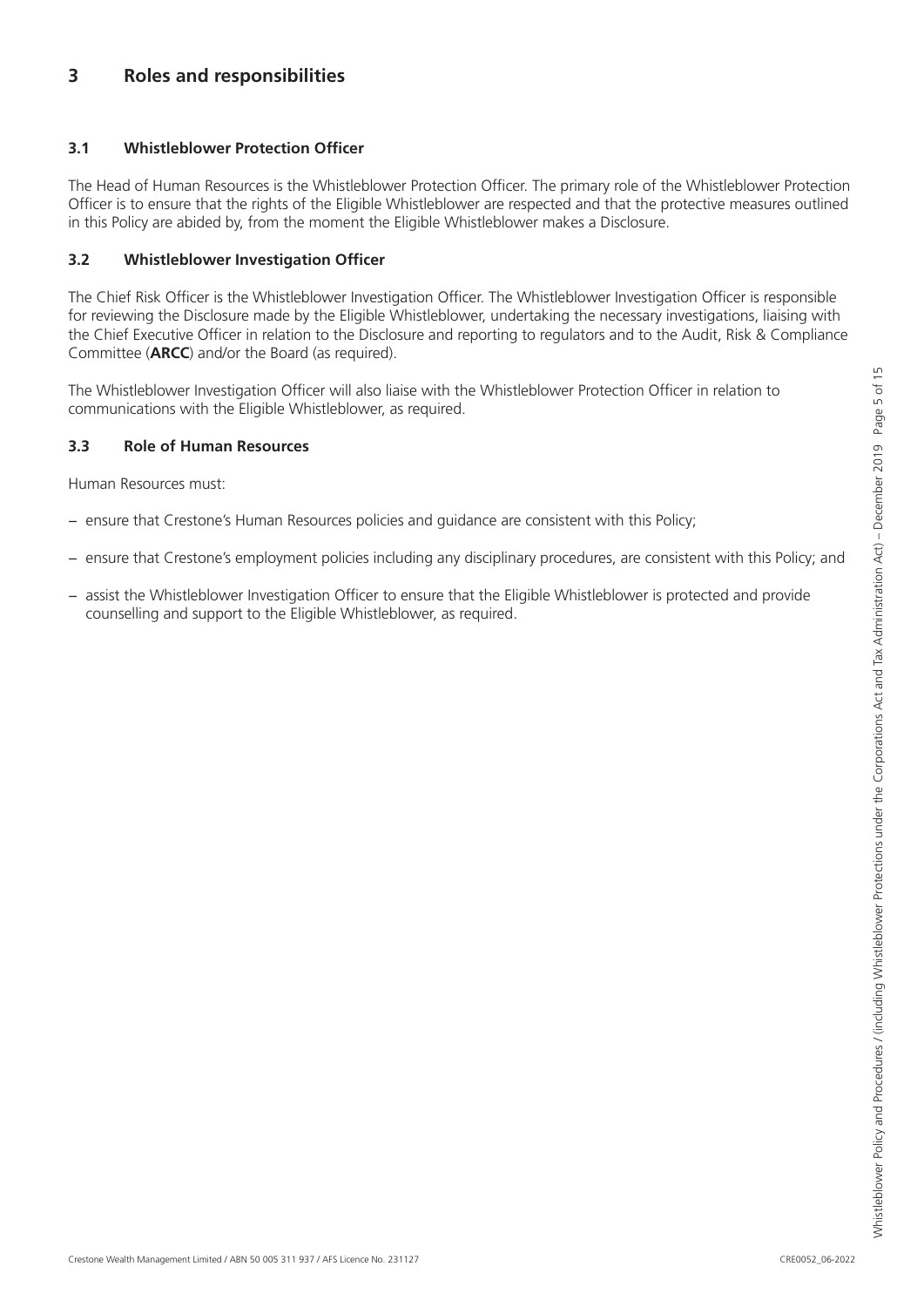## 3 Roles and responsibilities

### 3.1 Whistleblower Protection Officer

The Head of Human Resources is the Whistleblower Protection Officer. The primary role of the Whistleblower Protection Officer is to ensure that the rights of the Eligible Whistleblower are respected and that the protective measures outlined in this Policy are abided by, from the moment the Eligible Whistleblower makes a Disclosure.

### 3.2 Whistleblower Investigation Officer

The Chief Risk Officer is the Whistleblower Investigation Officer. The Whistleblower Investigation Officer is responsible for reviewing the Disclosure made by the Eligible Whistleblower, undertaking the necessary investigations, liaising with the Chief Executive Officer in relation to the Disclosure and reporting to regulators and to the Audit, Risk & Compliance Committee (**ARCC**) and/or the Board (as required).

The Whistleblower Investigation Officer will also liaise with the Whistleblower Protection Officer in relation to communications with the Eligible Whistleblower, as required.

### 3.3 Role of Human Resources

Human Resources must:

- ensure that Crestone's Human Resources policies and guidance are consistent with this Policy;
- ensure that Crestone's employment policies including any disciplinary procedures, are consistent with this Policy; and
- assist the Whistleblower Investigation Officer to ensure that the Eligible Whistleblower is protected and provide counselling and support to the Eligible Whistleblower, as required.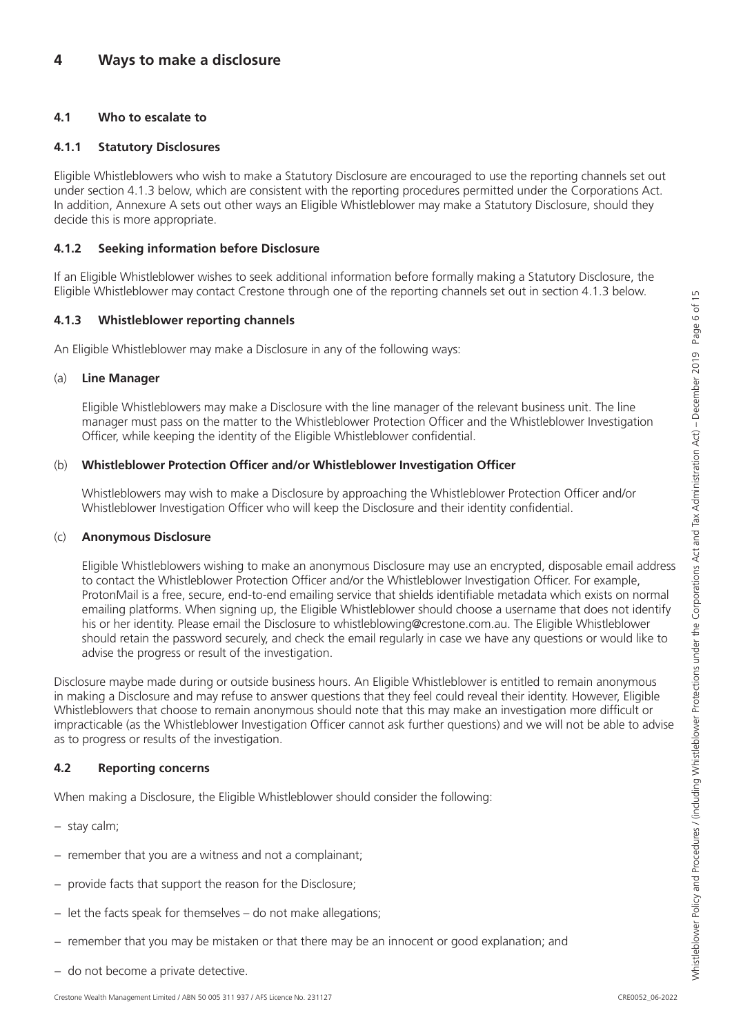## 4 Ways to make a disclosure

### 4.1 Who to escalate to

#### 4.1.1 Statutory Disclosures

Eligible Whistleblowers who wish to make a Statutory Disclosure are encouraged to use the reporting channels set out under section 4.1.3 below, which are consistent with the reporting procedures permitted under the Corporations Act. In addition, Annexure A sets out other ways an Eligible Whistleblower may make a Statutory Disclosure, should they decide this is more appropriate.

#### 4.1.2 Seeking information before Disclosure

If an Eligible Whistleblower wishes to seek additional information before formally making a Statutory Disclosure, the Eligible Whistleblower may contact Crestone through one of the reporting channels set out in section 4.1.3 below.

#### 4.1.3 Whistleblower reporting channels

An Eligible Whistleblower may make a Disclosure in any of the following ways:

(a) **Line Manager**

Eligible Whistleblowers may make a Disclosure with the line manager of the relevant business unit. The line manager must pass on the matter to the Whistleblower Protection Officer and the Whistleblower Investigation Officer, while keeping the identity of the Eligible Whistleblower confidential.

(b) **Whistleblower Protection Officer and/or Whistleblower Investigation Officer**

Whistleblowers may wish to make a Disclosure by approaching the Whistleblower Protection Officer and/or Whistleblower Investigation Officer who will keep the Disclosure and their identity confidential.

(c) **Anonymous Disclosure**

Eligible Whistleblowers wishing to make an anonymous Disclosure may use an encrypted, disposable email address to contact the Whistleblower Protection Officer and/or the Whistleblower Investigation Officer. For example, ProtonMail is a free, secure, end-to-end emailing service that shields identifiable metadata which exists on normal emailing platforms. When signing up, the Eligible Whistleblower should choose a username that does not identify his or her identity. Please email the Disclosure to whistleblowing@crestone.com.au. The Eligible Whistleblower should retain the password securely, and check the email regularly in case we have any questions or would like to advise the progress or result of the investigation.

Disclosure maybe made during or outside business hours. An Eligible Whistleblower is entitled to remain anonymous in making a Disclosure and may refuse to answer questions that they feel could reveal their identity. However, Eligible Whistleblowers that choose to remain anonymous should note that this may make an investigation more difficult or impracticable (as the Whistleblower Investigation Officer cannot ask further questions) and we will not be able to advise as to progress or results of the investigation.

### 4.2 Reporting concerns

When making a Disclosure, the Eligible Whistleblower should consider the following:

- stay calm;
- remember that you are a witness and not a complainant;
- provide facts that support the reason for the Disclosure;
- let the facts speak for themselves – do not make allegations;
- remember that you may be mistaken or that there may be an innocent or good explanation; and
- do not become a private detective.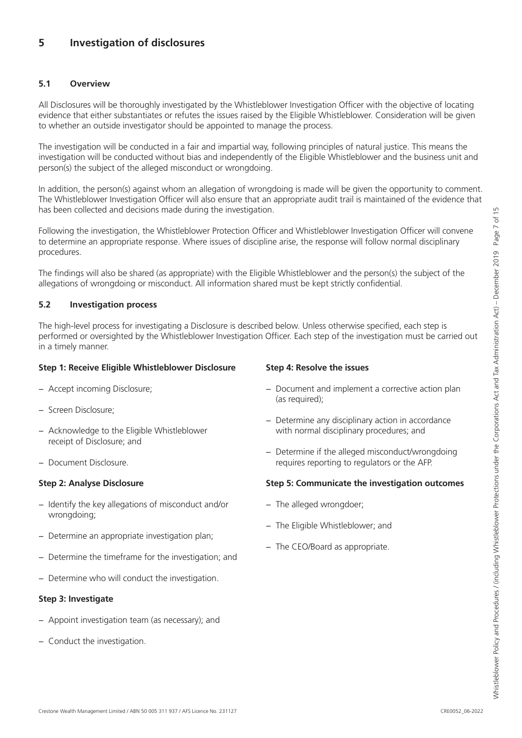# 5 Investigation of disclosures

## 5.1 Overview

All Disclosures will be thoroughly investigated by the Whistleblower Investigation Officer with the objective of locating evidence that either substantiates or refutes the issues raised by the Eligible Whistleblower. Consideration will be given to whether an outside investigator should be appointed to manage the process.

The investigation will be conducted in a fair and impartial way, following principles of natural justice. This means the investigation will be conducted without bias and independently of the Eligible Whistleblower and the business unit and person(s) the subject of the alleged misconduct or wrongdoing.

In addition, the person(s) against whom an allegation of wrongdoing is made will be given the opportunity to comment. The Whistleblower Investigation Officer will also ensure that an appropriate audit trail is maintained of the evidence that has been collected and decisions made during the investigation.

Following the investigation, the Whistleblower Protection Officer and Whistleblower Investigation Officer will convene to determine an appropriate response. Where issues of discipline arise, the response will follow normal disciplinary procedures.

The findings will also be shared (as appropriate) with the Eligible Whistleblower and the person(s) the subject of the allegations of wrongdoing or misconduct. All information shared must be kept strictly confidential.

## 5.2 Investigation process

The high-level process for investigating a Disclosure is described below. Unless otherwise specified, each step is performed or oversighted by the Whistleblower Investigation Officer. Each step of the investigation must be carried out in a timely manner.

**Step 1: Receive Eligible Whistleblower Disclosure**

- Accept incoming Disclosure;
- Screen Disclosure;
- Acknowledge to the Eligible Whistleblower receipt of Disclosure; and
- Document Disclosure.

**Step 2: Analyse Disclosure**

- Identify the key allegations of misconduct and/or wrongdoing;
- Determine an appropriate investigation plan;
- Determine the timeframe for the investigation; and
- Determine who will conduct the investigation.

**Step 3: Investigate**

- Appoint investigation team (as necessary); and
- Conduct the investigation.

**Step 4: Resolve the issues**

- Document and implement a corrective action plan (as required);
- Determine any disciplinary action in accordance with normal disciplinary procedures; and
- Determine if the alleged misconduct/wrongdoing requires reporting to regulators or the AFP.

**Step 5: Communicate the investigation outcomes**

- The alleged wrongdoer;
- The Eligible Whistleblower; and
- The CEO/Board as appropriate.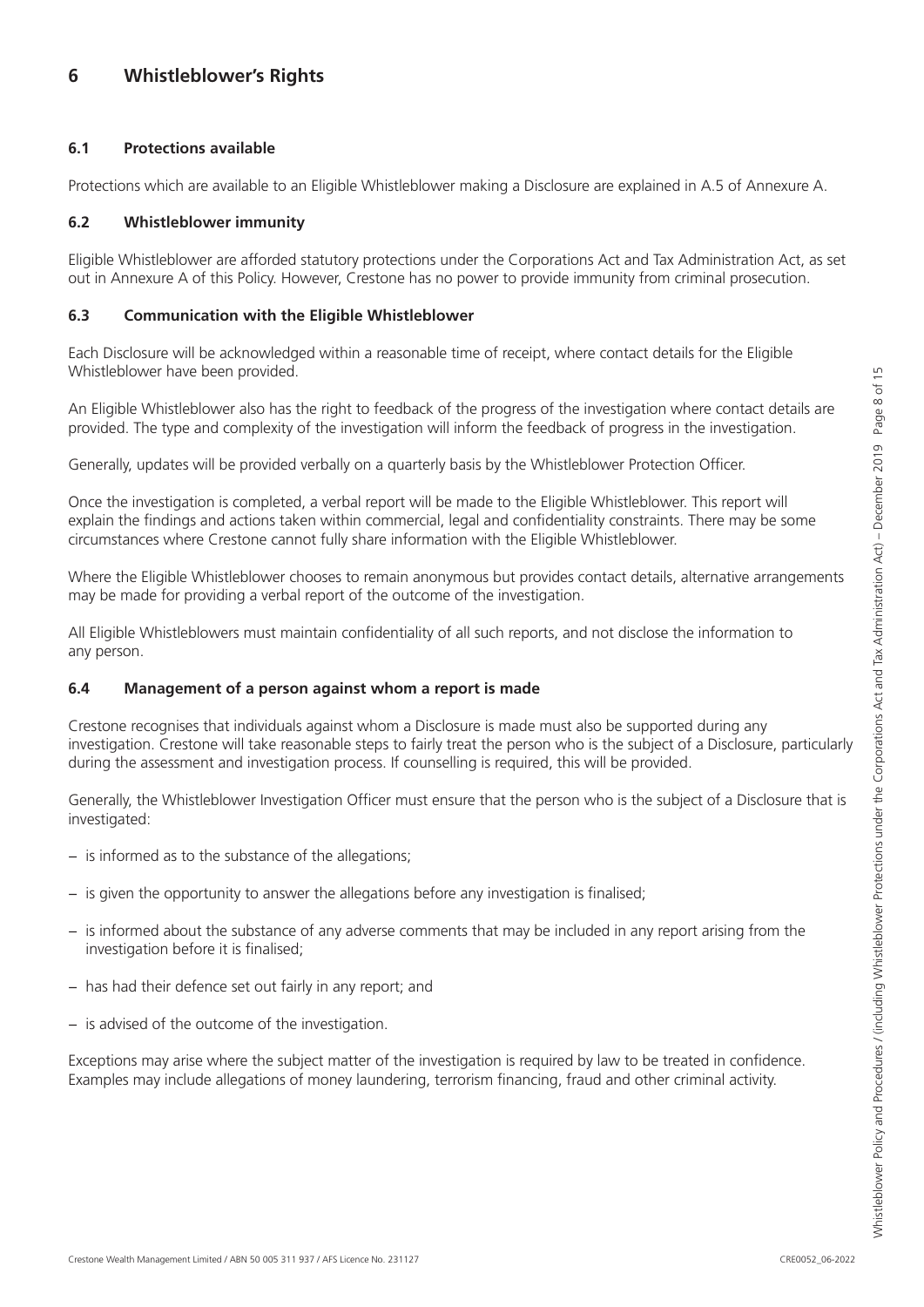# 6 Whistleblower's Rights

## 6.1 Protections available

Protections which are available to an Eligible Whistleblower making a Disclosure are explained in A.5 of Annexure A.

## 6.2 Whistleblower immunity

Eligible Whistleblower are afforded statutory protections under the Corporations Act and Tax Administration Act, as set out in Annexure A of this Policy. However, Crestone has no power to provide immunity from criminal prosecution.

## 6.3 Communication with the Eligible Whistleblower

Each Disclosure will be acknowledged within a reasonable time of receipt, where contact details for the Eligible Whistleblower have been provided.

An Eligible Whistleblower also has the right to feedback of the progress of the investigation where contact details are provided. The type and complexity of the investigation will inform the feedback of progress in the investigation.

Generally, updates will be provided verbally on a quarterly basis by the Whistleblower Protection Officer.

Once the investigation is completed, a verbal report will be made to the Eligible Whistleblower. This report will explain the findings and actions taken within commercial, legal and confidentiality constraints. There may be some circumstances where Crestone cannot fully share information with the Eligible Whistleblower.

Where the Eligible Whistleblower chooses to remain anonymous but provides contact details, alternative arrangements may be made for providing a verbal report of the outcome of the investigation.

All Eligible Whistleblowers must maintain confidentiality of all such reports, and not disclose the information to any person.

## 6.4 Management of a person against whom a report is made

Crestone recognises that individuals against whom a Disclosure is made must also be supported during any investigation. Crestone will take reasonable steps to fairly treat the person who is the subject of a Disclosure, particularly during the assessment and investigation process. If counselling is required, this will be provided.

Generally, the Whistleblower Investigation Officer must ensure that the person who is the subject of a Disclosure that is investigated:

- is informed as to the substance of the allegations;
- is given the opportunity to answer the allegations before any investigation is finalised;
- is informed about the substance of any adverse comments that may be included in any report arising from the investigation before it is finalised;
- has had their defence set out fairly in any report; and
- is advised of the outcome of the investigation.

Exceptions may arise where the subject matter of the investigation is required by law to be treated in confidence. Examples may include allegations of money laundering, terrorism financing, fraud and other criminal activity.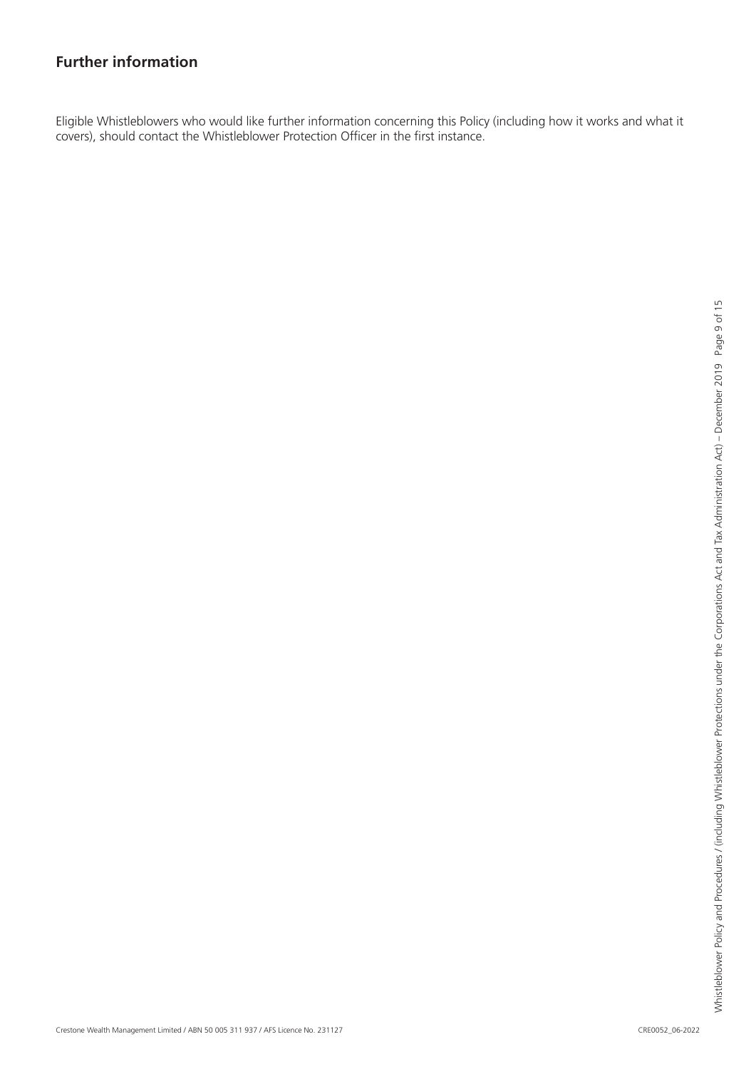## Further information

Eligible Whistleblowers who would like further information concerning this Policy (including how it works and what it covers), should contact the Whistleblower Protection Officer in the first instance.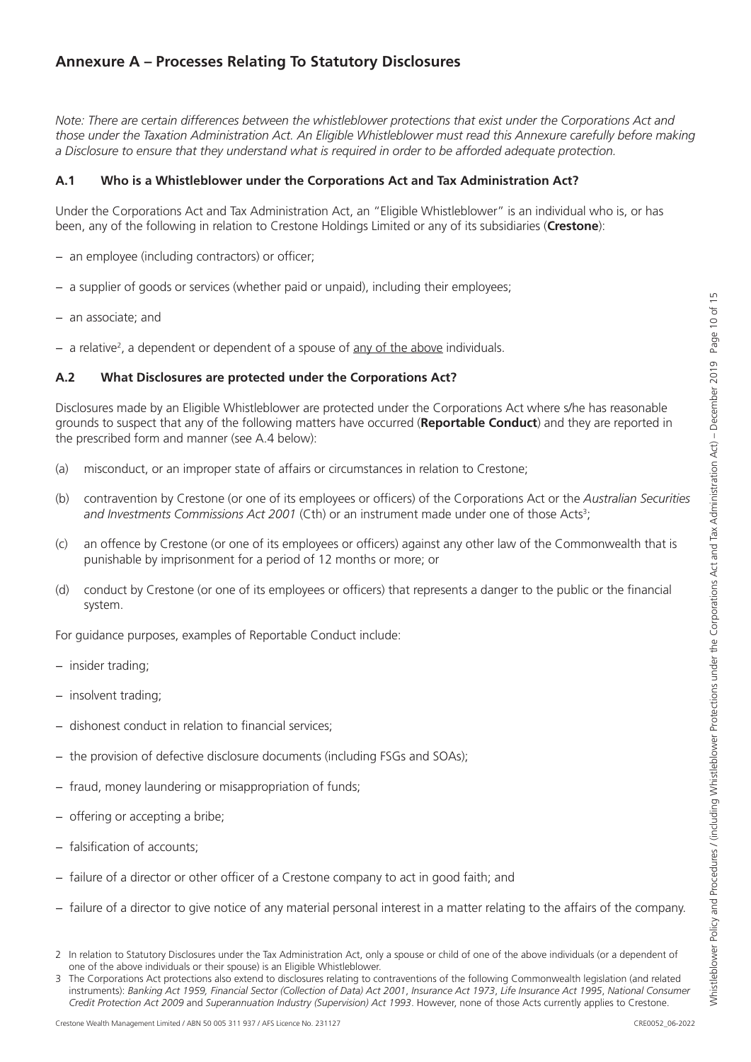## Annexure A – Processes Relating To Statutory Disclosures

*Note: There are certain differences between the whistleblower protections that exist under the Corporations Act and those under the Taxation Administration Act. An Eligible Whistleblower must read this Annexure carefully before making a Disclosure to ensure that they understand what is required in order to be afforded adequate protection.*

### A.1 Who is a Whistleblower under the Corporations Act and Tax Administration Act?

Under the Corporations Act and Tax Administration Act, an "Eligible Whistleblower" is an individual who is, or has been, any of the following in relation to Crestone Holdings Limited or any of its subsidiaries (**Crestone**):

- an employee (including contractors) or officer;
- a supplier of goods or services (whether paid or unpaid), including their employees;
- an associate; and
- a relative[2], a dependent or dependent of a spouse of <u>any of the above</u> individuals.

### A.2 What Disclosures are protected under the Corporations Act?

Disclosures made by an Eligible Whistleblower are protected under the Corporations Act where s/he has reasonable grounds to suspect that any of the following matters have occurred (**Reportable Conduct**) and they are reported in the prescribed form and manner (see A.4 below):

(a) misconduct, or an improper state of affairs or circumstances in relation to Crestone;

(b) contravention by Crestone (or one of its employees or officers) of the Corporations Act or the *Australian Securities and Investments Commissions Act 2001* (Cth) or an instrument made under one of those Acts[3];

(c) an offence by Crestone (or one of its employees or officers) against any other law of the Commonwealth that is punishable by imprisonment for a period of 12 months or more; or

(d) conduct by Crestone (or one of its employees or officers) that represents a danger to the public or the financial system.

For guidance purposes, examples of Reportable Conduct include:

- insider trading;
- insolvent trading;
- dishonest conduct in relation to financial services;
- the provision of defective disclosure documents (including FSGs and SOAs);
- fraud, money laundering or misappropriation of funds;
- offering or accepting a bribe;
- falsification of accounts;
- failure of a director or other officer of a Crestone company to act in good faith; and
- failure of a director to give notice of any material personal interest in a matter relating to the affairs of the company.

---

2 In relation to Statutory Disclosures under the Tax Administration Act, only a spouse or child of one of the above individuals (or a dependent of one of the above individuals or their spouse) is an Eligible Whistleblower.

3 The Corporations Act protections also extend to disclosures relating to contraventions of the following Commonwealth legislation (and related instruments): *Banking Act 1959, Financial Sector (Collection of Data) Act 2001*, *Insurance Act 1973*, *Life Insurance Act 1995*, *National Consumer Credit Protection Act 2009* and *Superannuation Industry (Supervision) Act 1993*. However, none of those Acts currently applies to Crestone.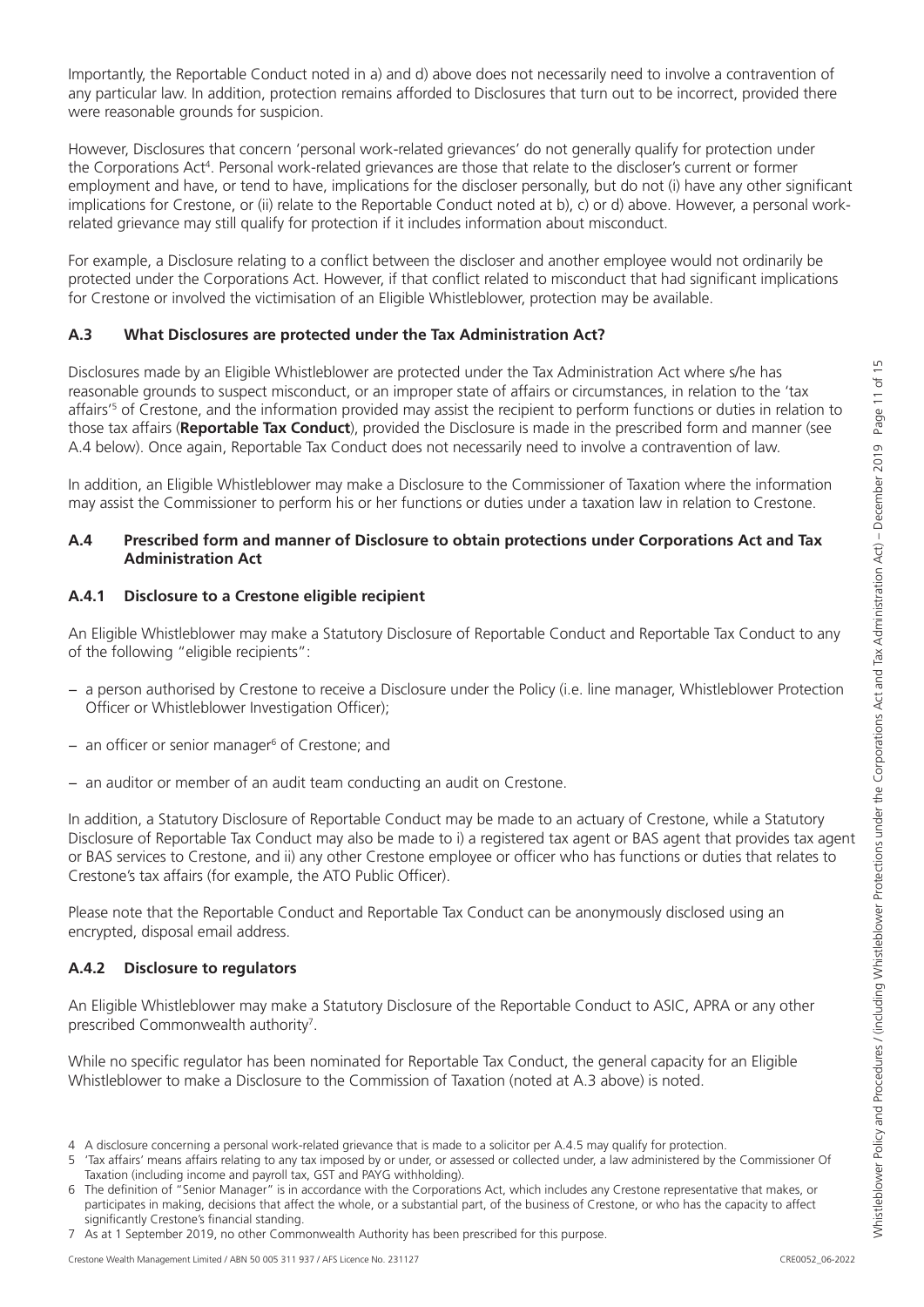Importantly, the Reportable Conduct noted in a) and d) above does not necessarily need to involve a contravention of any particular law. In addition, protection remains afforded to Disclosures that turn out to be incorrect, provided there were reasonable grounds for suspicion.

However, Disclosures that concern 'personal work-related grievances' do not generally qualify for protection under the Corporations Act[4]. Personal work-related grievances are those that relate to the discloser's current or former employment and have, or tend to have, implications for the discloser personally, but do not (i) have any other significant implications for Crestone, or (ii) relate to the Reportable Conduct noted at b), c) or d) above. However, a personal work-related grievance may still qualify for protection if it includes information about misconduct.

For example, a Disclosure relating to a conflict between the discloser and another employee would not ordinarily be protected under the Corporations Act. However, if that conflict related to misconduct that had significant implications for Crestone or involved the victimisation of an Eligible Whistleblower, protection may be available.

### A.3 What Disclosures are protected under the Tax Administration Act?

Disclosures made by an Eligible Whistleblower are protected under the Tax Administration Act where s/he has reasonable grounds to suspect misconduct, or an improper state of affairs or circumstances, in relation to the 'tax affairs'[5] of Crestone, and the information provided may assist the recipient to perform functions or duties in relation to those tax affairs (**Reportable Tax Conduct**), provided the Disclosure is made in the prescribed form and manner (see A.4 below). Once again, Reportable Tax Conduct does not necessarily need to involve a contravention of law.

In addition, an Eligible Whistleblower may make a Disclosure to the Commissioner of Taxation where the information may assist the Commissioner to perform his or her functions or duties under a taxation law in relation to Crestone.

### A.4 Prescribed form and manner of Disclosure to obtain protections under Corporations Act and Tax Administration Act

#### A.4.1 Disclosure to a Crestone eligible recipient

An Eligible Whistleblower may make a Statutory Disclosure of Reportable Conduct and Reportable Tax Conduct to any of the following "eligible recipients":

- a person authorised by Crestone to receive a Disclosure under the Policy (i.e. line manager, Whistleblower Protection Officer or Whistleblower Investigation Officer);
- an officer or senior manager[6] of Crestone; and
- an auditor or member of an audit team conducting an audit on Crestone.

In addition, a Statutory Disclosure of Reportable Conduct may be made to an actuary of Crestone, while a Statutory Disclosure of Reportable Tax Conduct may also be made to i) a registered tax agent or BAS agent that provides tax agent or BAS services to Crestone, and ii) any other Crestone employee or officer who has functions or duties that relates to Crestone's tax affairs (for example, the ATO Public Officer).

Please note that the Reportable Conduct and Reportable Tax Conduct can be anonymously disclosed using an encrypted, disposal email address.

#### A.4.2 Disclosure to regulators

An Eligible Whistleblower may make a Statutory Disclosure of the Reportable Conduct to ASIC, APRA or any other prescribed Commonwealth authority[7].

While no specific regulator has been nominated for Reportable Tax Conduct, the general capacity for an Eligible Whistleblower to make a Disclosure to the Commission of Taxation (noted at A.3 above) is noted.

---

4 A disclosure concerning a personal work-related grievance that is made to a solicitor per A.4.5 may qualify for protection.

5 'Tax affairs' means affairs relating to any tax imposed by or under, or assessed or collected under, a law administered by the Commissioner Of Taxation (including income and payroll tax, GST and PAYG withholding).

6 The definition of "Senior Manager" is in accordance with the Corporations Act, which includes any Crestone representative that makes, or participates in making, decisions that affect the whole, or a substantial part, of the business of Crestone, or who has the capacity to affect significantly Crestone's financial standing.

7 As at 1 September 2019, no other Commonwealth Authority has been prescribed for this purpose.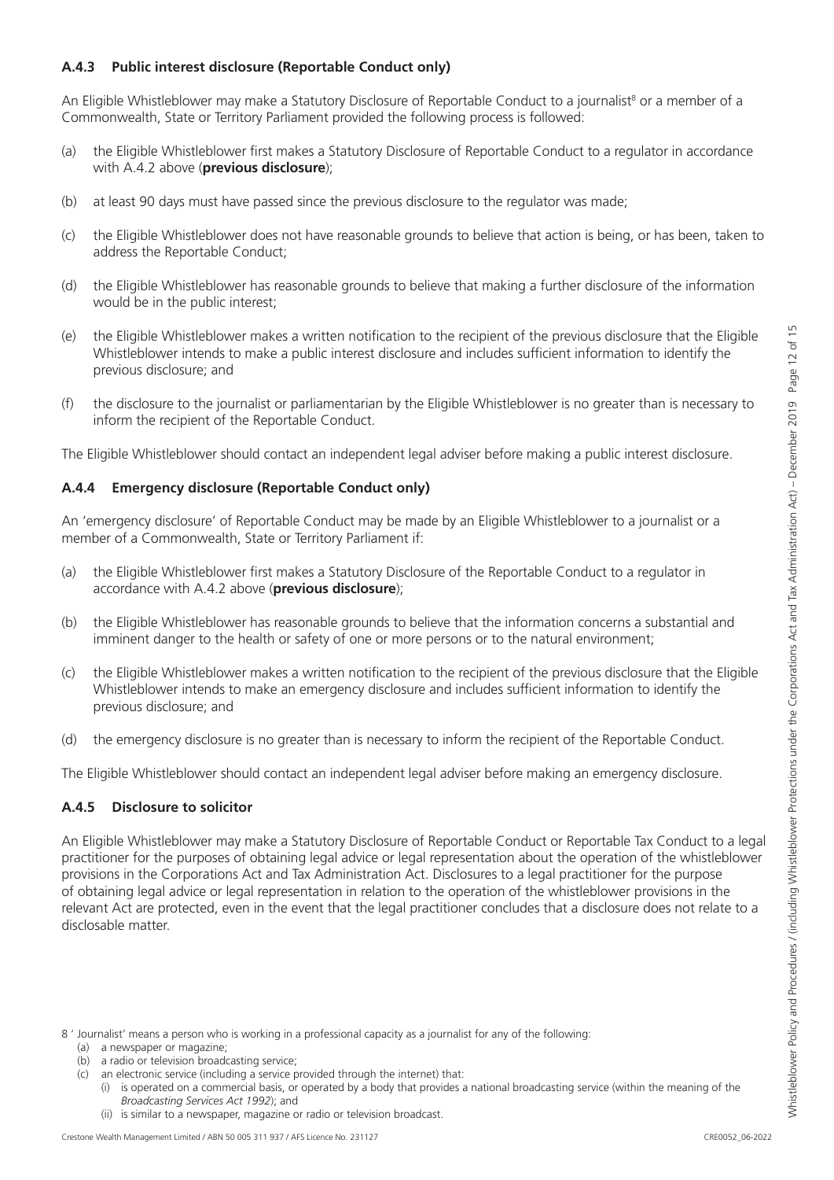### A.4.3 Public interest disclosure (Reportable Conduct only)

An Eligible Whistleblower may make a Statutory Disclosure of Reportable Conduct to a journalist[8] or a member of a Commonwealth, State or Territory Parliament provided the following process is followed:

(a) the Eligible Whistleblower first makes a Statutory Disclosure of Reportable Conduct to a regulator in accordance with A.4.2 above (**previous disclosure**);

(b) at least 90 days must have passed since the previous disclosure to the regulator was made;

(c) the Eligible Whistleblower does not have reasonable grounds to believe that action is being, or has been, taken to address the Reportable Conduct;

(d) the Eligible Whistleblower has reasonable grounds to believe that making a further disclosure of the information would be in the public interest;

(e) the Eligible Whistleblower makes a written notification to the recipient of the previous disclosure that the Eligible Whistleblower intends to make a public interest disclosure and includes sufficient information to identify the previous disclosure; and

(f) the disclosure to the journalist or parliamentarian by the Eligible Whistleblower is no greater than is necessary to inform the recipient of the Reportable Conduct.

The Eligible Whistleblower should contact an independent legal adviser before making a public interest disclosure.

### A.4.4 Emergency disclosure (Reportable Conduct only)

An 'emergency disclosure' of Reportable Conduct may be made by an Eligible Whistleblower to a journalist or a member of a Commonwealth, State or Territory Parliament if:

(a) the Eligible Whistleblower first makes a Statutory Disclosure of the Reportable Conduct to a regulator in accordance with A.4.2 above (**previous disclosure**);

(b) the Eligible Whistleblower has reasonable grounds to believe that the information concerns a substantial and imminent danger to the health or safety of one or more persons or to the natural environment;

(c) the Eligible Whistleblower makes a written notification to the recipient of the previous disclosure that the Eligible Whistleblower intends to make an emergency disclosure and includes sufficient information to identify the previous disclosure; and

(d) the emergency disclosure is no greater than is necessary to inform the recipient of the Reportable Conduct.

The Eligible Whistleblower should contact an independent legal adviser before making an emergency disclosure.

### A.4.5 Disclosure to solicitor

An Eligible Whistleblower may make a Statutory Disclosure of Reportable Conduct or Reportable Tax Conduct to a legal practitioner for the purposes of obtaining legal advice or legal representation about the operation of the whistleblower provisions in the Corporations Act and Tax Administration Act. Disclosures to a legal practitioner for the purpose of obtaining legal advice or legal representation in relation to the operation of the whistleblower provisions in the relevant Act are protected, even in the event that the legal practitioner concludes that a disclosure does not relate to a disclosable matter.

---

8 'Journalist' means a person who is working in a professional capacity as a journalist for any of the following:
  (a) a newspaper or magazine;
  (b) a radio or television broadcasting service;
  (c) an electronic service (including a service provided through the internet) that:
    (i) is operated on a commercial basis, or operated by a body that provides a national broadcasting service (within the meaning of the *Broadcasting Services Act 1992*); and
    (ii) is similar to a newspaper, magazine or radio or television broadcast.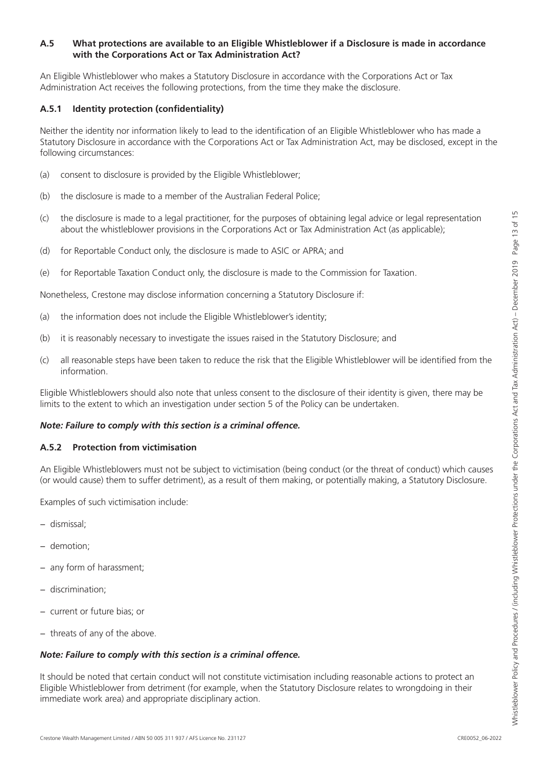### A.5 What protections are available to an Eligible Whistleblower if a Disclosure is made in accordance with the Corporations Act or Tax Administration Act?

An Eligible Whistleblower who makes a Statutory Disclosure in accordance with the Corporations Act or Tax Administration Act receives the following protections, from the time they make the disclosure.

#### A.5.1 Identity protection (confidentiality)

Neither the identity nor information likely to lead to the identification of an Eligible Whistleblower who has made a Statutory Disclosure in accordance with the Corporations Act or Tax Administration Act, may be disclosed, except in the following circumstances:

(a) consent to disclosure is provided by the Eligible Whistleblower;

(b) the disclosure is made to a member of the Australian Federal Police;

(c) the disclosure is made to a legal practitioner, for the purposes of obtaining legal advice or legal representation about the whistleblower provisions in the Corporations Act or Tax Administration Act (as applicable);

(d) for Reportable Conduct only, the disclosure is made to ASIC or APRA; and

(e) for Reportable Taxation Conduct only, the disclosure is made to the Commission for Taxation.

Nonetheless, Crestone may disclose information concerning a Statutory Disclosure if:

(a) the information does not include the Eligible Whistleblower's identity;

(b) it is reasonably necessary to investigate the issues raised in the Statutory Disclosure; and

(c) all reasonable steps have been taken to reduce the risk that the Eligible Whistleblower will be identified from the information.

Eligible Whistleblowers should also note that unless consent to the disclosure of their identity is given, there may be limits to the extent to which an investigation under section 5 of the Policy can be undertaken.

***Note: Failure to comply with this section is a criminal offence.***

#### A.5.2 Protection from victimisation

An Eligible Whistleblowers must not be subject to victimisation (being conduct (or the threat of conduct) which causes (or would cause) them to suffer detriment), as a result of them making, or potentially making, a Statutory Disclosure.

Examples of such victimisation include:

- dismissal;
- demotion;
- any form of harassment;
- discrimination;
- current or future bias; or
- threats of any of the above.

***Note: Failure to comply with this section is a criminal offence.***

It should be noted that certain conduct will not constitute victimisation including reasonable actions to protect an Eligible Whistleblower from detriment (for example, when the Statutory Disclosure relates to wrongdoing in their immediate work area) and appropriate disciplinary action.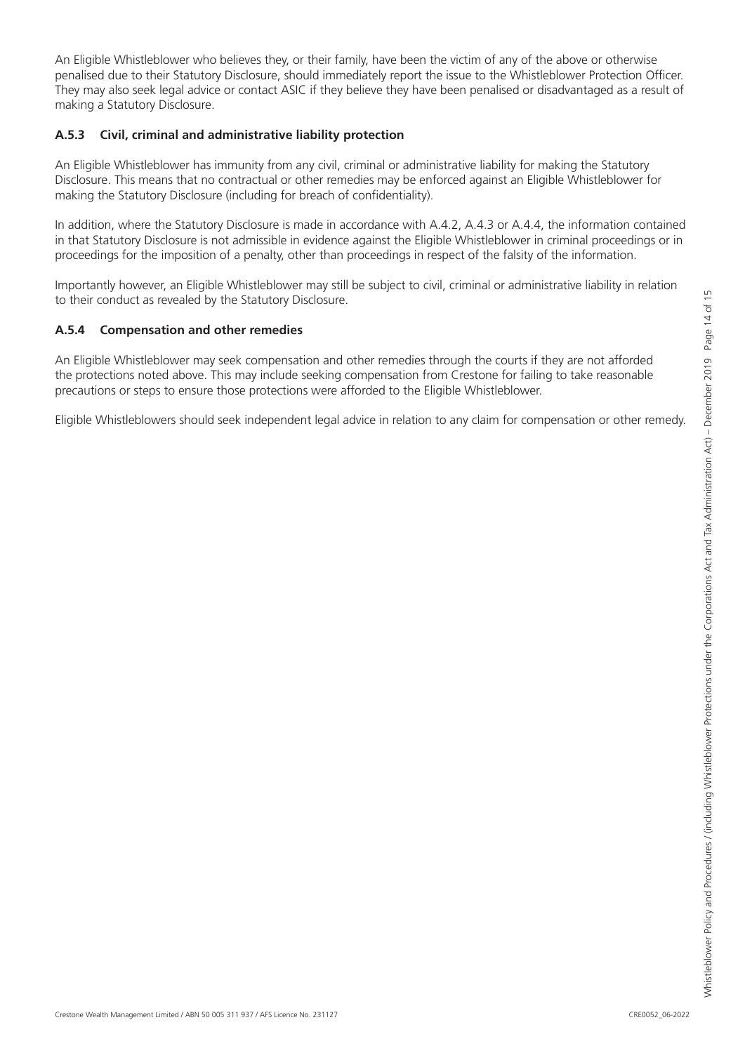An Eligible Whistleblower who believes they, or their family, have been the victim of any of the above or otherwise penalised due to their Statutory Disclosure, should immediately report the issue to the Whistleblower Protection Officer. They may also seek legal advice or contact ASIC if they believe they have been penalised or disadvantaged as a result of making a Statutory Disclosure.

### A.5.3 Civil, criminal and administrative liability protection

An Eligible Whistleblower has immunity from any civil, criminal or administrative liability for making the Statutory Disclosure. This means that no contractual or other remedies may be enforced against an Eligible Whistleblower for making the Statutory Disclosure (including for breach of confidentiality).

In addition, where the Statutory Disclosure is made in accordance with A.4.2, A.4.3 or A.4.4, the information contained in that Statutory Disclosure is not admissible in evidence against the Eligible Whistleblower in criminal proceedings or in proceedings for the imposition of a penalty, other than proceedings in respect of the falsity of the information.

Importantly however, an Eligible Whistleblower may still be subject to civil, criminal or administrative liability in relation to their conduct as revealed by the Statutory Disclosure.

### A.5.4 Compensation and other remedies

An Eligible Whistleblower may seek compensation and other remedies through the courts if they are not afforded the protections noted above. This may include seeking compensation from Crestone for failing to take reasonable precautions or steps to ensure those protections were afforded to the Eligible Whistleblower.

Eligible Whistleblowers should seek independent legal advice in relation to any claim for compensation or other remedy.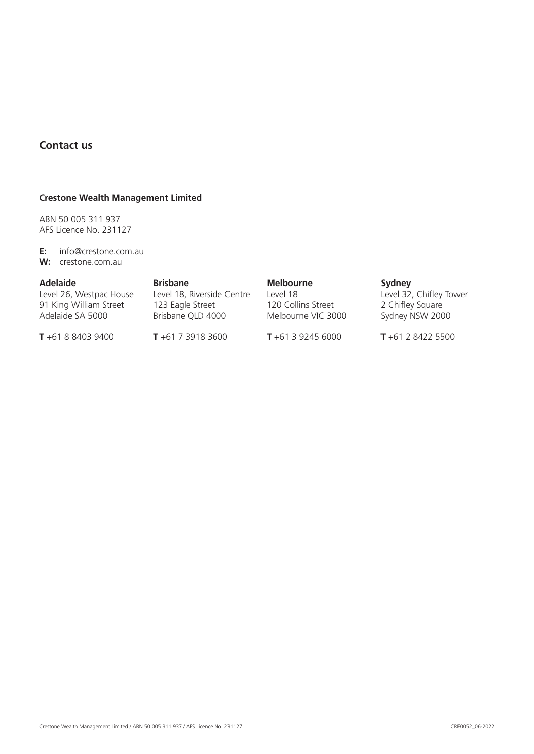## Contact us

**Crestone Wealth Management Limited**

ABN 50 005 311 937
AFS Licence No. 231127

**E:** info@crestone.com.au
**W:** crestone.com.au

**Adelaide**
Level 26, Westpac House
91 King William Street
Adelaide SA 5000

**T** +61 8 8403 9400

**Brisbane**
Level 18, Riverside Centre
123 Eagle Street
Brisbane QLD 4000

**T** +61 7 3918 3600

**Melbourne**
Level 18
120 Collins Street
Melbourne VIC 3000

**T** +61 3 9245 6000

**Sydney**
Level 32, Chifley Tower
2 Chifley Square
Sydney NSW 2000

**T** +61 2 8422 5500